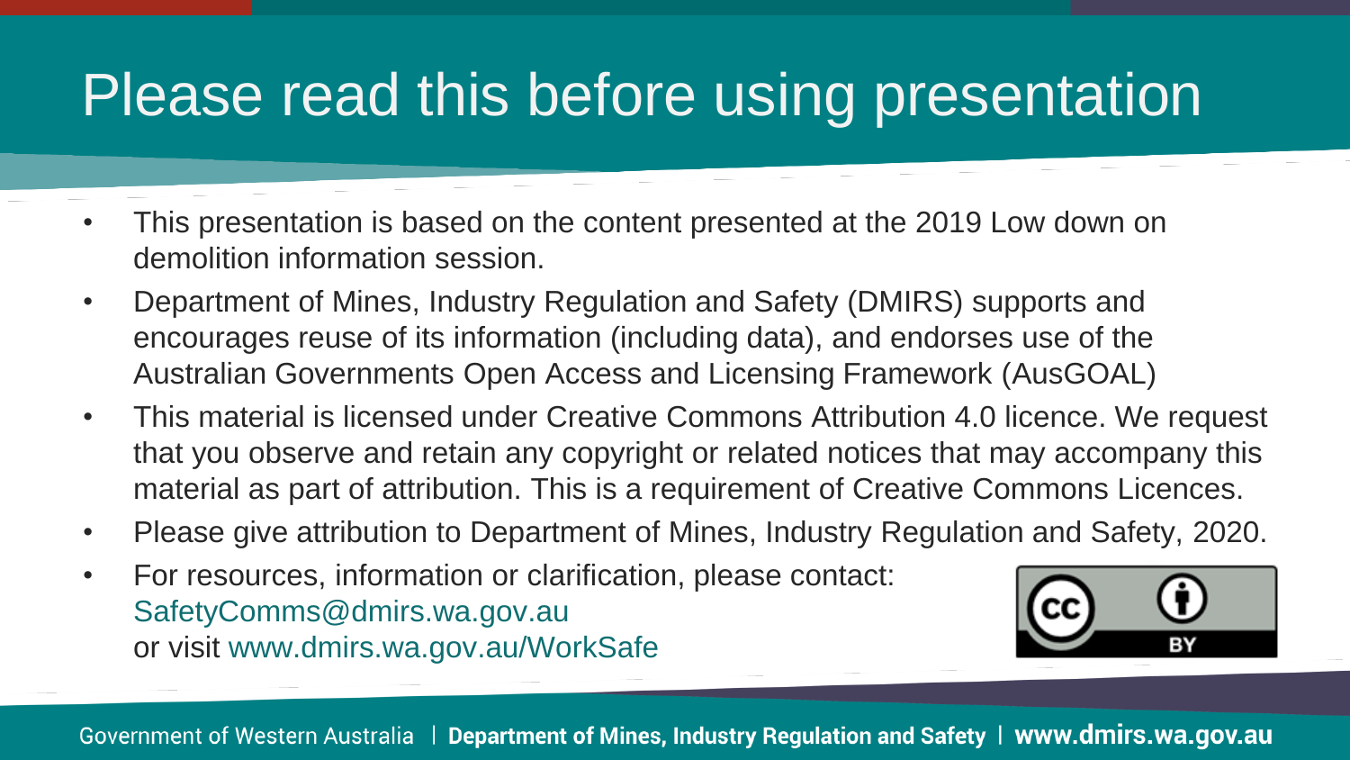# Please read this before using presentation

- This presentation is based on the content presented at the 2019 Low down on demolition information session.
- Department of Mines, Industry Regulation and Safety (DMIRS) supports and encourages reuse of its information (including data), and endorses use of the Australian Governments Open Access and Licensing Framework (AusGOAL)
- This material is licensed under Creative Commons Attribution 4.0 licence. We request that you observe and retain any copyright or related notices that may accompany this material as part of attribution. This is a requirement of Creative Commons Licences.
- Please give attribution to Department of Mines, Industry Regulation and Safety, 2020.
- For resources, information or clarification, please contact:
  SafetyComms@dmirs.wa.gov.au
  or visit www.dmirs.wa.gov.au/WorkSafe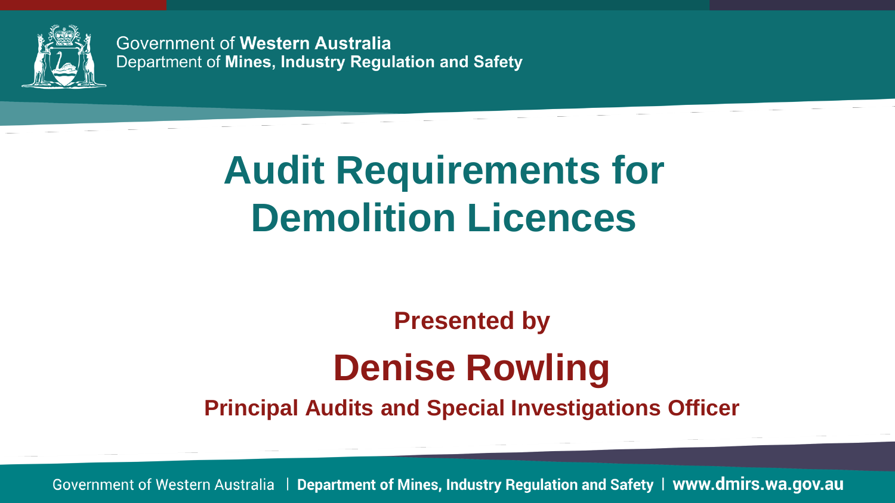# Audit Requirements for Demolition Licences

**Presented by**

## Denise Rowling

**Principal Audits and Special Investigations Officer**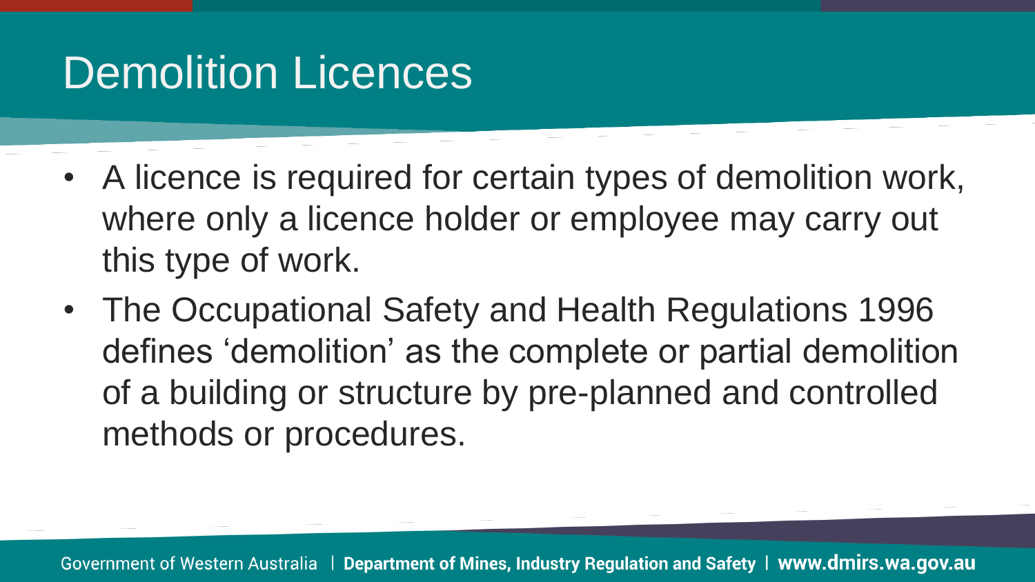# Demolition Licences

- A licence is required for certain types of demolition work, where only a licence holder or employee may carry out this type of work.
- The Occupational Safety and Health Regulations 1996 defines ‘demolition’ as the complete or partial demolition of a building or structure by pre-planned and controlled methods or procedures.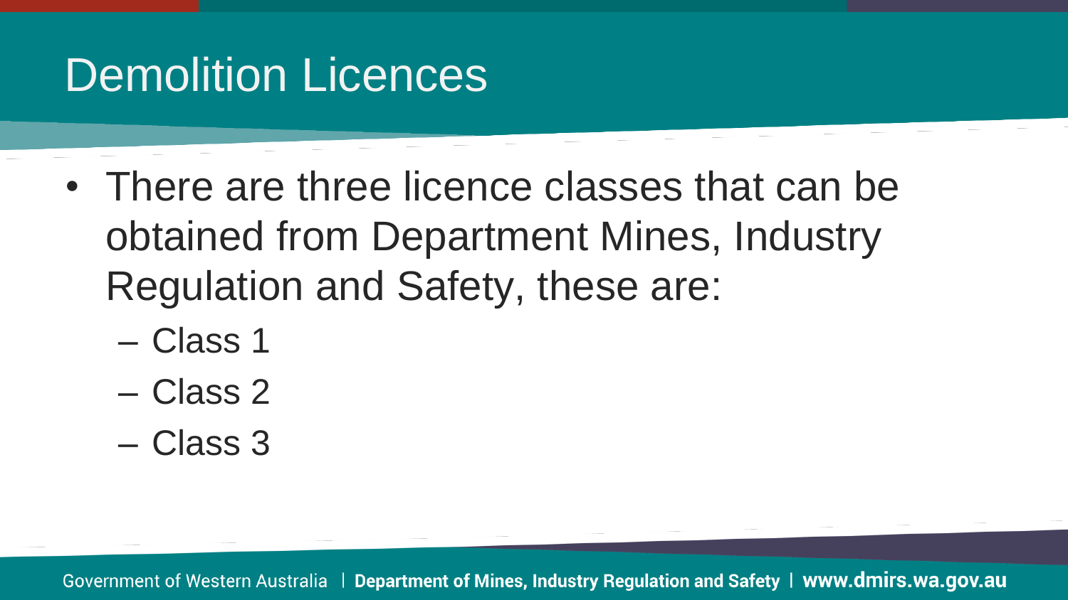# Demolition Licences

- There are three licence classes that can be obtained from Department Mines, Industry Regulation and Safety, these are:
  - Class 1
  - Class 2
  - Class 3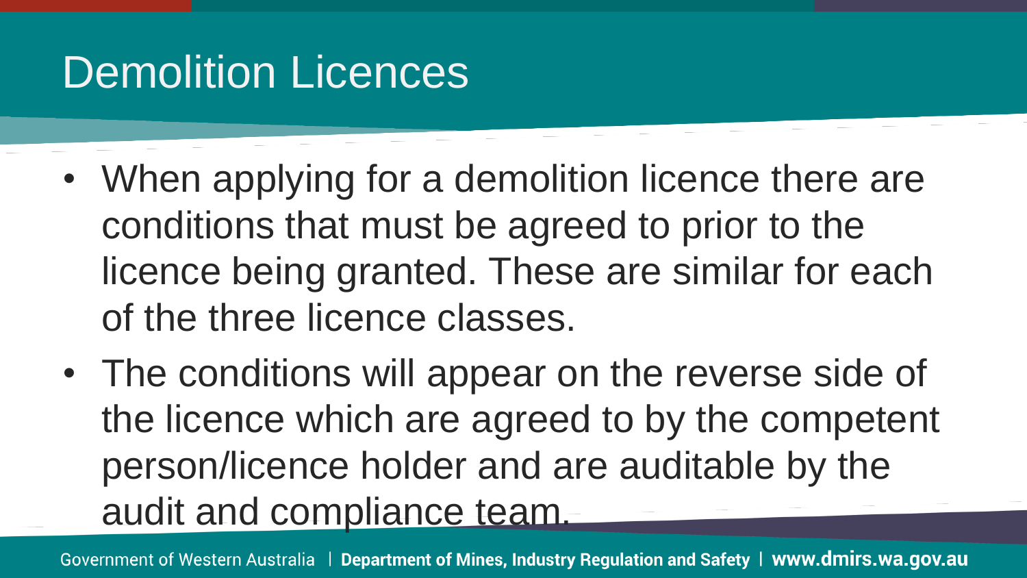# Demolition Licences

- When applying for a demolition licence there are conditions that must be agreed to prior to the licence being granted. These are similar for each of the three licence classes.
- The conditions will appear on the reverse side of the licence which are agreed to by the competent person/licence holder and are auditable by the audit and compliance team.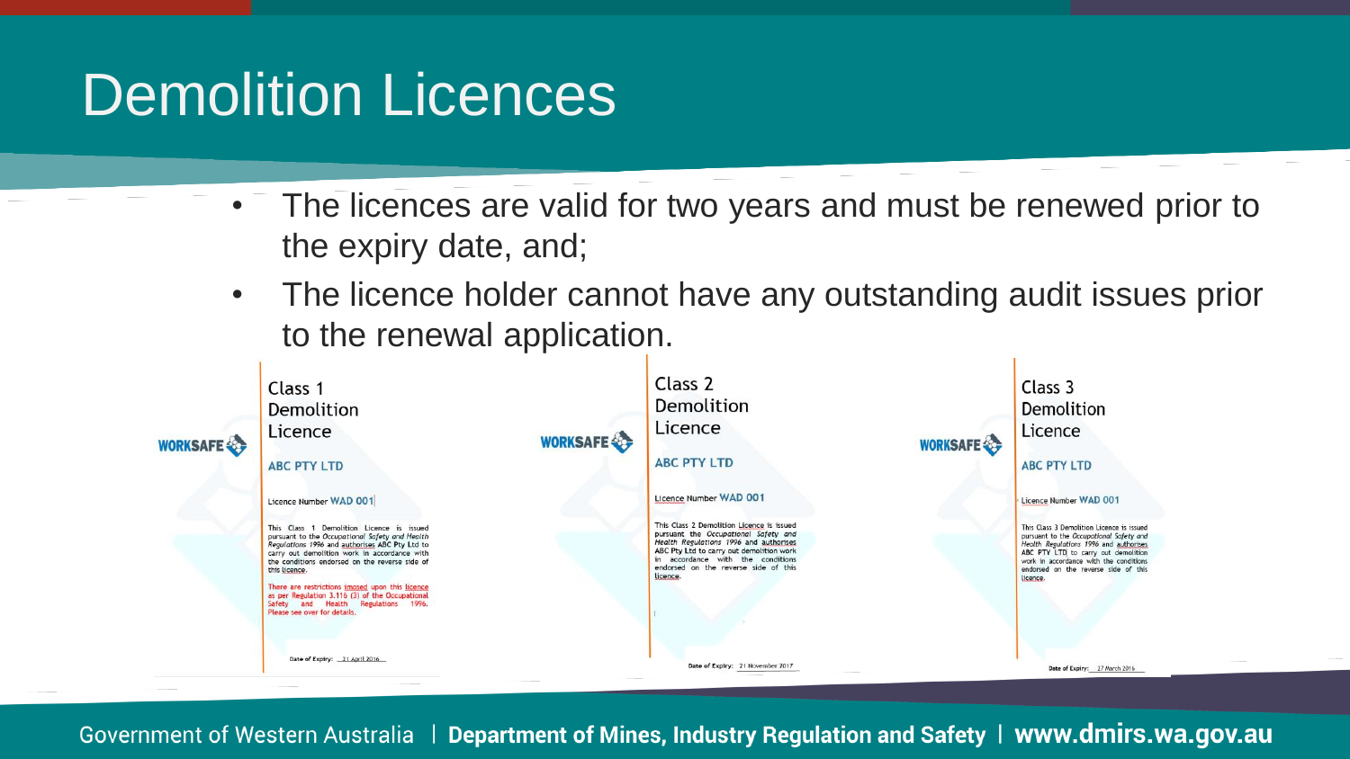# Demolition Licences

- The licences are valid for two years and must be renewed prior to the expiry date, and;
- The licence holder cannot have any outstanding audit issues prior to the renewal application.

WORKSAFE

Class 1 Demolition Licence

ABC PTY LTD

Licence Number WAD 001

This Class 1 Demolition Licence is issued pursuant to the *Occupational Safety and Health Regulations 1996* and authorises ABC Pty Ltd to carry out demolition work in accordance with the conditions endorsed on the reverse side of this licence.

There are restrictions imosed upon this licence as per Regulation 3.116 (3) of the Occupational Safety and Health Regulations 1996. Please see over for details.

Date of Expiry: 21 April 2016

WORKSAFE

Class 2 Demolition Licence

ABC PTY LTD

Licence Number WAD 001

This Class 2 Demolition Licence is issued pursuant the *Occupational Safety and Health Regulations 1996* and authorises ABC Pty Ltd to carry out demolition work in accordance with the conditions endorsed on the reverse side of this licence.

Date of Expiry: 21 November 2017

WORKSAFE

Class 3 Demolition Licence

ABC PTY LTD

Licence Number WAD 001

This Class 3 Demolition Licence is issued pursuant to the *Occupational Safety and Health Regulations 1996* and authorises ABC PTY LTD to carry out demolition work in accordance with the conditions endorsed on the reverse side of this licence.

Date of Expiry: 27 March 2016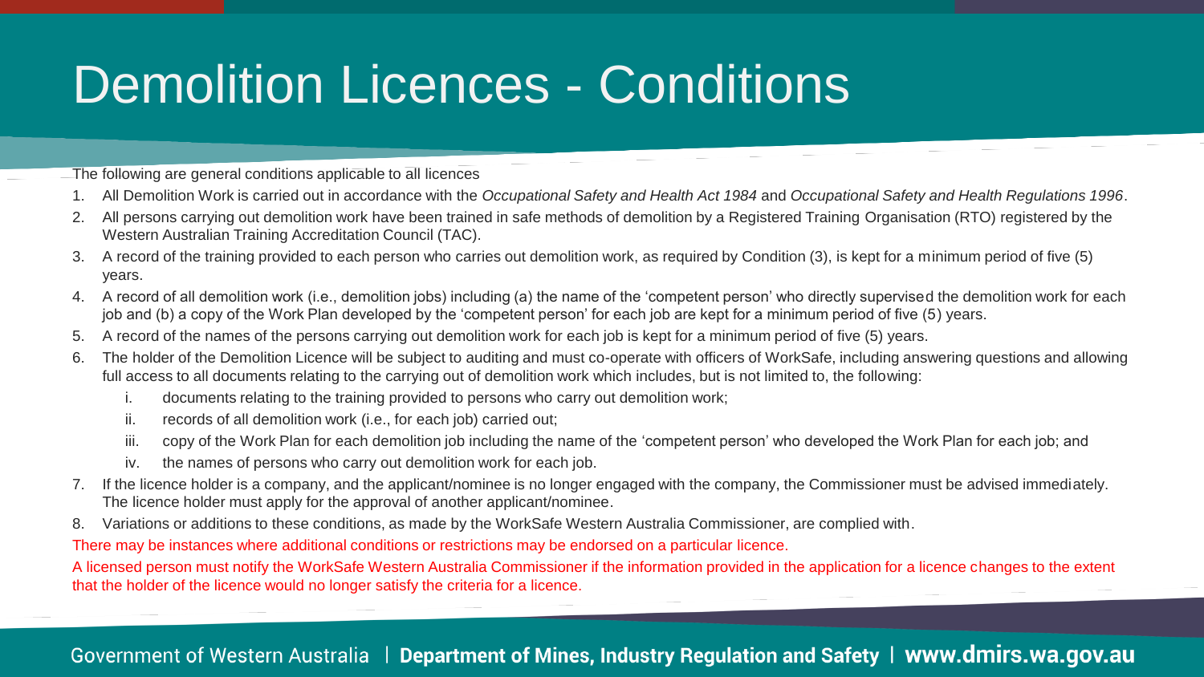# Demolition Licences - Conditions

The following are general conditions applicable to all licences

1. All Demolition Work is carried out in accordance with the *Occupational Safety and Health Act 1984* and *Occupational Safety and Health Regulations 1996*.
2. All persons carrying out demolition work have been trained in safe methods of demolition by a Registered Training Organisation (RTO) registered by the Western Australian Training Accreditation Council (TAC).
3. A record of the training provided to each person who carries out demolition work, as required by Condition (3), is kept for a minimum period of five (5) years.
4. A record of all demolition work (i.e., demolition jobs) including (a) the name of the 'competent person' who directly supervised the demolition work for each job and (b) a copy of the Work Plan developed by the 'competent person' for each job are kept for a minimum period of five (5) years.
5. A record of the names of the persons carrying out demolition work for each job is kept for a minimum period of five (5) years.
6. The holder of the Demolition Licence will be subject to auditing and must co-operate with officers of WorkSafe, including answering questions and allowing full access to all documents relating to the carrying out of demolition work which includes, but is not limited to, the following:
   1. documents relating to the training provided to persons who carry out demolition work;
   2. records of all demolition work (i.e., for each job) carried out;
   3. copy of the Work Plan for each demolition job including the name of the 'competent person' who developed the Work Plan for each job; and
   4. the names of persons who carry out demolition work for each job.
7. If the licence holder is a company, and the applicant/nominee is no longer engaged with the company, the Commissioner must be advised immediately. The licence holder must apply for the approval of another applicant/nominee.
8. Variations or additions to these conditions, as made by the WorkSafe Western Australia Commissioner, are complied with.

There may be instances where additional conditions or restrictions may be endorsed on a particular licence.

A licensed person must notify the WorkSafe Western Australia Commissioner if the information provided in the application for a licence changes to the extent that the holder of the licence would no longer satisfy the criteria for a licence.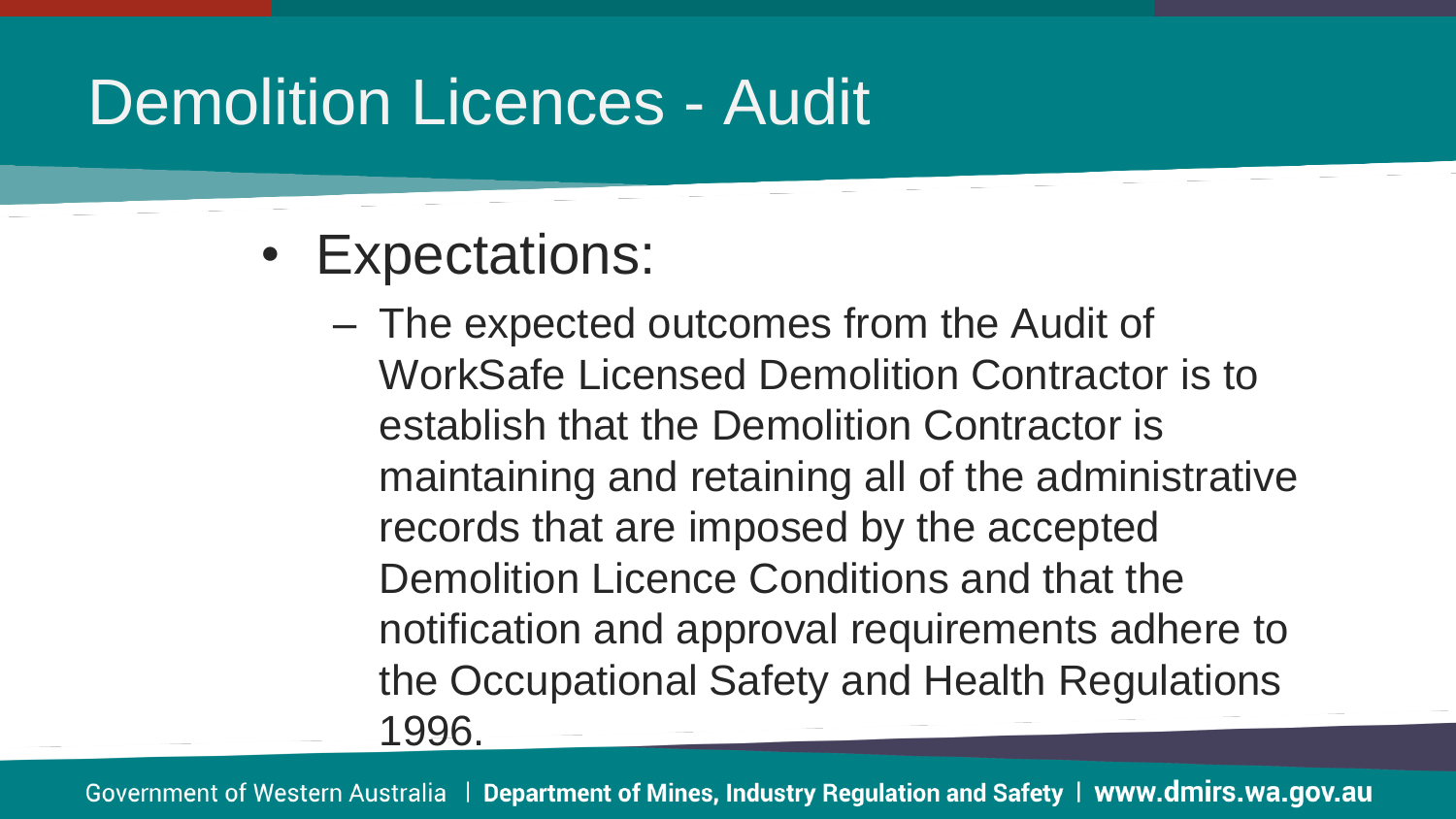# Demolition Licences - Audit

- Expectations:
  - The expected outcomes from the Audit of WorkSafe Licensed Demolition Contractor is to establish that the Demolition Contractor is maintaining and retaining all of the administrative records that are imposed by the accepted Demolition Licence Conditions and that the notification and approval requirements adhere to the Occupational Safety and Health Regulations 1996.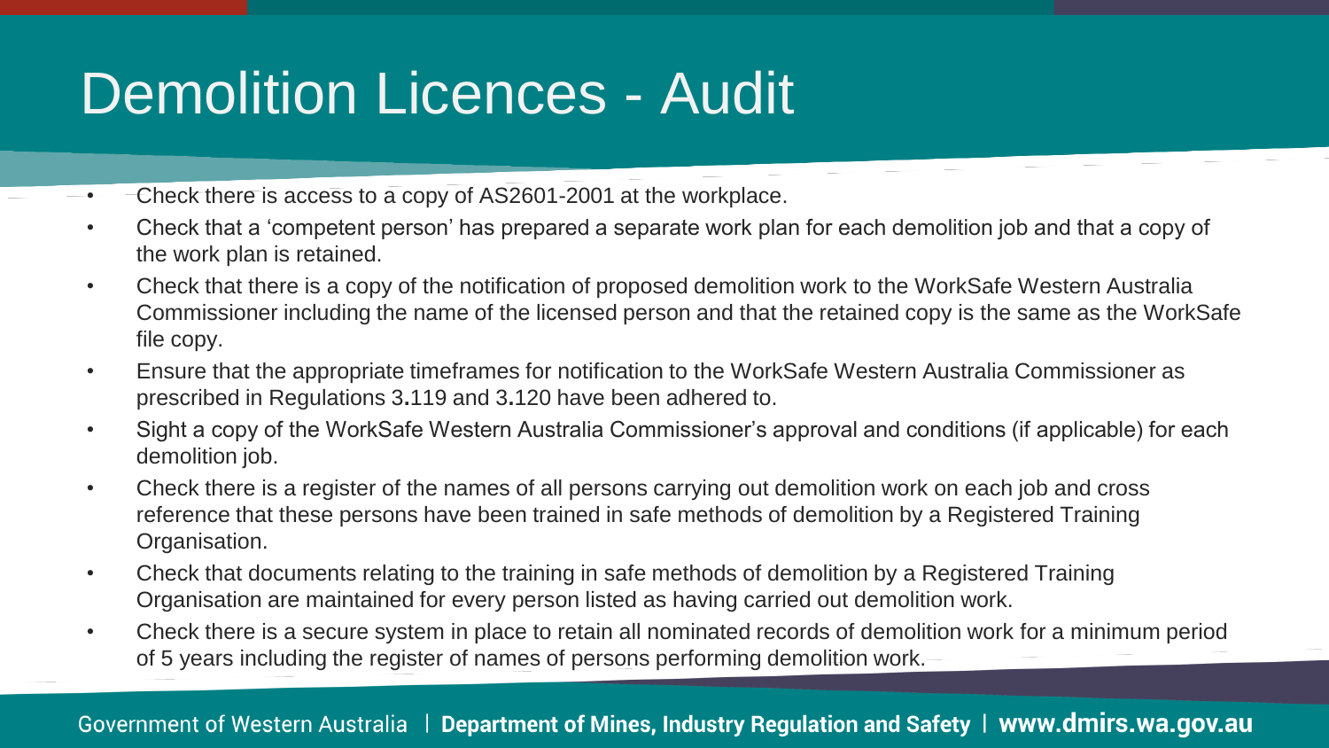# Demolition Licences - Audit

- Check there is access to a copy of AS2601-2001 at the workplace.
- Check that a 'competent person' has prepared a separate work plan for each demolition job and that a copy of the work plan is retained.
- Check that there is a copy of the notification of proposed demolition work to the WorkSafe Western Australia Commissioner including the name of the licensed person and that the retained copy is the same as the WorkSafe file copy.
- Ensure that the appropriate timeframes for notification to the WorkSafe Western Australia Commissioner as prescribed in Regulations 3.119 and 3.120 have been adhered to.
- Sight a copy of the WorkSafe Western Australia Commissioner's approval and conditions (if applicable) for each demolition job.
- Check there is a register of the names of all persons carrying out demolition work on each job and cross reference that these persons have been trained in safe methods of demolition by a Registered Training Organisation.
- Check that documents relating to the training in safe methods of demolition by a Registered Training Organisation are maintained for every person listed as having carried out demolition work.
- Check there is a secure system in place to retain all nominated records of demolition work for a minimum period of 5 years including the register of names of persons performing demolition work.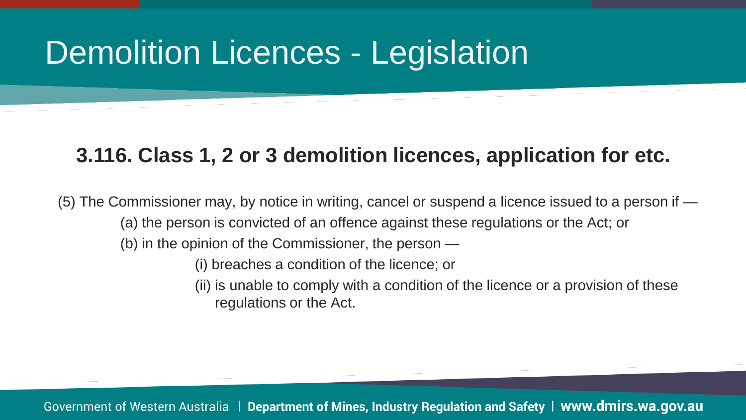# Demolition Licences - Legislation

## 3.116. Class 1, 2 or 3 demolition licences, application for etc.

(5) The Commissioner may, by notice in writing, cancel or suspend a licence issued to a person if —

- (a) the person is convicted of an offence against these regulations or the Act; or
- (b) in the opinion of the Commissioner, the person —
  - (i) breaches a condition of the licence; or
  - (ii) is unable to comply with a condition of the licence or a provision of these regulations or the Act.